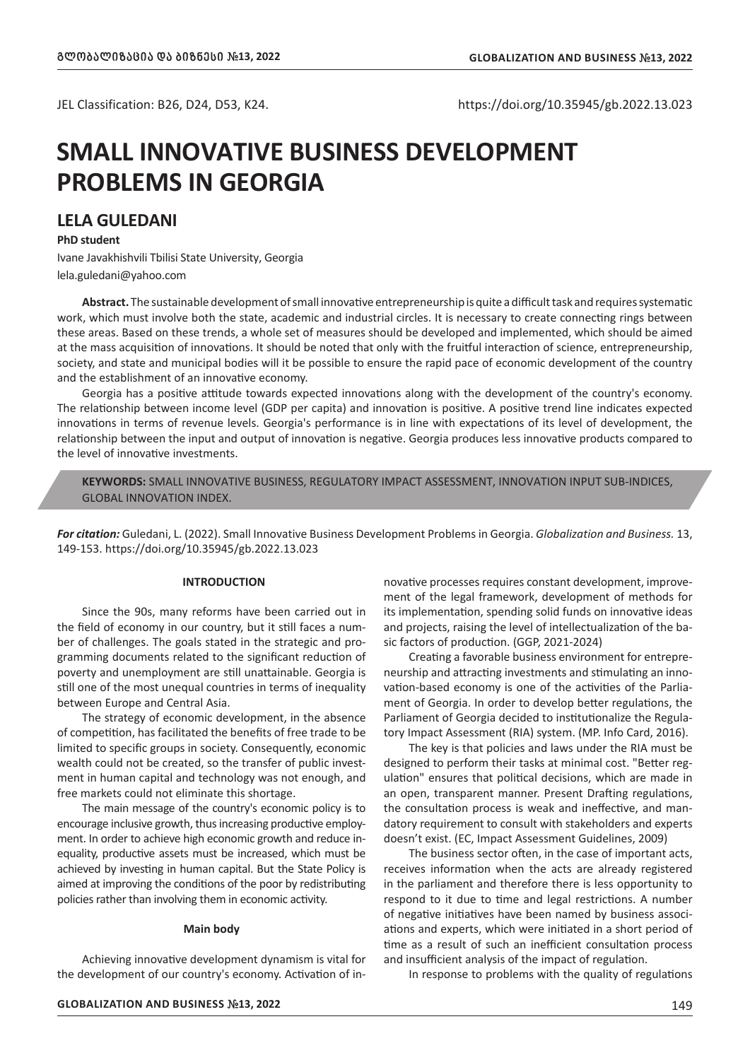JEL Classification: B26, D24, D53, K24.

https://doi.org/10.35945/gb.2022.13.023

# SMALL INNOVATIVE BUSINESS DEVELOPMENT PROBLEMS IN GEORGIA

## LELA GULEDANI

**PhD student**

Ivane Javakhishvili Tbilisi State University, Georgia

lela.guledani@yahoo.com

**Abstract.** The sustainable development of small innovative entrepreneurship is quite a difficult task and requires systematic work, which must involve both the state, academic and industrial circles. It is necessary to create connecting rings between these areas. Based on these trends, a whole set of measures should be developed and implemented, which should be aimed at the mass acquisition of innovations. It should be noted that only with the fruitful interaction of science, entrepreneurship, society, and state and municipal bodies will it be possible to ensure the rapid pace of economic development of the country and the establishment of an innovative economy.

Georgia has a positive attitude towards expected innovations along with the development of the country's economy. The relationship between income level (GDP per capita) and innovation is positive. A positive trend line indicates expected innovations in terms of revenue levels. Georgia's performance is in line with expectations of its level of development, the relationship between the input and output of innovation is negative. Georgia produces less innovative products compared to the level of innovative investments.

**KEYWORDS:** SMALL INNOVATIVE BUSINESS, REGULATORY IMPACT ASSESSMENT, INNOVATION INPUT SUB-INDICES, GLOBAL INNOVATION INDEX.

***For citation:*** Guledani, L. (2022). Small Innovative Business Development Problems in Georgia. *Globalization and Business.* 13, 149-153. https://doi.org/10.35945/gb.2022.13.023

### INTRODUCTION

Since the 90s, many reforms have been carried out in the field of economy in our country, but it still faces a number of challenges. The goals stated in the strategic and programming documents related to the significant reduction of poverty and unemployment are still unattainable. Georgia is still one of the most unequal countries in terms of inequality between Europe and Central Asia.

The strategy of economic development, in the absence of competition, has facilitated the benefits of free trade to be limited to specific groups in society. Consequently, economic wealth could not be created, so the transfer of public investment in human capital and technology was not enough, and free markets could not eliminate this shortage.

The main message of the country's economic policy is to encourage inclusive growth, thus increasing productive employment. In order to achieve high economic growth and reduce inequality, productive assets must be increased, which must be achieved by investing in human capital. But the State Policy is aimed at improving the conditions of the poor by redistributing policies rather than involving them in economic activity.

### Main body

Achieving innovative development dynamism is vital for the development of our country's economy. Activation of innovative processes requires constant development, improvement of the legal framework, development of methods for its implementation, spending solid funds on innovative ideas and projects, raising the level of intellectualization of the basic factors of production. (GGP, 2021-2024)

Creating a favorable business environment for entrepreneurship and attracting investments and stimulating an innovation-based economy is one of the activities of the Parliament of Georgia. In order to develop better regulations, the Parliament of Georgia decided to institutionalize the Regulatory Impact Assessment (RIA) system. (MP. Info Card, 2016).

The key is that policies and laws under the RIA must be designed to perform their tasks at minimal cost. "Better regulation" ensures that political decisions, which are made in an open, transparent manner. Present Drafting regulations, the consultation process is weak and ineffective, and mandatory requirement to consult with stakeholders and experts doesn't exist. (EC, Impact Assessment Guidelines, 2009)

The business sector often, in the case of important acts, receives information when the acts are already registered in the parliament and therefore there is less opportunity to respond to it due to time and legal restrictions. A number of negative initiatives have been named by business associations and experts, which were initiated in a short period of time as a result of such an inefficient consultation process and insufficient analysis of the impact of regulation.

In response to problems with the quality of regulations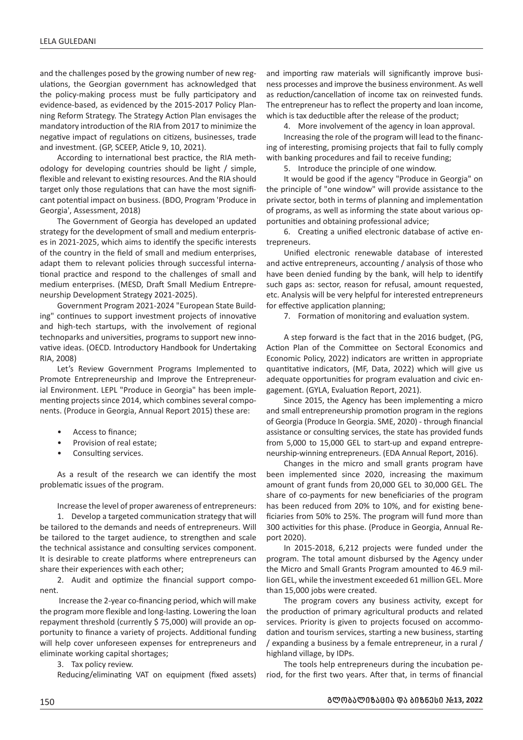and the challenges posed by the growing number of new regulations, the Georgian government has acknowledged that the policy-making process must be fully participatory and evidence-based, as evidenced by the 2015-2017 Policy Planning Reform Strategy. The Strategy Action Plan envisages the mandatory introduction of the RIA from 2017 to minimize the negative impact of regulations on citizens, businesses, trade and investment. (GP, SCEEP, Aticle 9, 10, 2021).

According to international best practice, the RIA methodology for developing countries should be light / simple, flexible and relevant to existing resources. And the RIA should target only those regulations that can have the most significant potential impact on business. (BDO, Program 'Produce in Georgia', Assessment, 2018)

The Government of Georgia has developed an updated strategy for the development of small and medium enterprises in 2021-2025, which aims to identify the specific interests of the country in the field of small and medium enterprises, adapt them to relevant policies through successful international practice and respond to the challenges of small and medium enterprises. (MESD, Draft Small Medium Entrepreneurship Development Strategy 2021-2025).

Government Program 2021-2024 "European State Building" continues to support investment projects of innovative and high-tech startups, with the involvement of regional technoparks and universities, programs to support new innovative ideas. (OECD. Introductory Handbook for Undertaking RIA, 2008)

Let's Review Government Programs Implemented to Promote Entrepreneurship and Improve the Entrepreneurial Environment. LEPL "Produce in Georgia" has been implementing projects since 2014, which combines several components. (Produce in Georgia, Annual Report 2015) these are:

- Access to finance;
- Provision of real estate;
- Consulting services.

As a result of the research we can identify the most problematic issues of the program.

Increase the level of proper awareness of entrepreneurs:

1. Develop a targeted communication strategy that will be tailored to the demands and needs of entrepreneurs. Will be tailored to the target audience, to strengthen and scale the technical assistance and consulting services component. It is desirable to create platforms where entrepreneurs can share their experiences with each other;

2. Audit and optimize the financial support component.

Increase the 2-year co-financing period, which will make the program more flexible and long-lasting. Lowering the loan repayment threshold (currently $ 75,000) will provide an opportunity to finance a variety of projects. Additional funding will help cover unforeseen expenses for entrepreneurs and eliminate working capital shortages;

3. Tax policy review.

Reducing/eliminating VAT on equipment (fixed assets) and importing raw materials will significantly improve business processes and improve the business environment. As well as reduction/cancellation of income tax on reinvested funds. The entrepreneur has to reflect the property and loan income, which is tax deductible after the release of the product;

4. More involvement of the agency in loan approval.

Increasing the role of the program will lead to the financing of interesting, promising projects that fail to fully comply with banking procedures and fail to receive funding;

5. Introduce the principle of one window.

It would be good if the agency "Produce in Georgia" on the principle of "one window" will provide assistance to the private sector, both in terms of planning and implementation of programs, as well as informing the state about various opportunities and obtaining professional advice;

6. Creating a unified electronic database of active entrepreneurs.

Unified electronic renewable database of interested and active entrepreneurs, accounting / analysis of those who have been denied funding by the bank, will help to identify such gaps as: sector, reason for refusal, amount requested, etc. Analysis will be very helpful for interested entrepreneurs for effective application planning;

7. Formation of monitoring and evaluation system.

A step forward is the fact that in the 2016 budget, (PG, Action Plan of the Committee on Sectoral Economics and Economic Policy, 2022) indicators are written in appropriate quantitative indicators, (MF, Data, 2022) which will give us adequate opportunities for program evaluation and civic engagement. (GYLA, Evaluation Report, 2021).

Since 2015, the Agency has been implementing a micro and small entrepreneurship promotion program in the regions of Georgia (Produce In Georgia. SME, 2020) - through financial assistance or consulting services, the state has provided funds from 5,000 to 15,000 GEL to start-up and expand entrepreneurship-winning entrepreneurs. (EDA Annual Report, 2016).

Changes in the micro and small grants program have been implemented since 2020, increasing the maximum amount of grant funds from 20,000 GEL to 30,000 GEL. The share of co-payments for new beneficiaries of the program has been reduced from 20% to 10%, and for existing beneficiaries from 50% to 25%. The program will fund more than 300 activities for this phase. (Produce in Georgia, Annual Report 2020).

In 2015-2018, 6,212 projects were funded under the program. The total amount disbursed by the Agency under the Micro and Small Grants Program amounted to 46.9 million GEL, while the investment exceeded 61 million GEL. More than 15,000 jobs were created.

The program covers any business activity, except for the production of primary agricultural products and related services. Priority is given to projects focused on accommodation and tourism services, starting a new business, starting / expanding a business by a female entrepreneur, in a rural / highland village, by IDPs.

The tools help entrepreneurs during the incubation period, for the first two years. After that, in terms of financial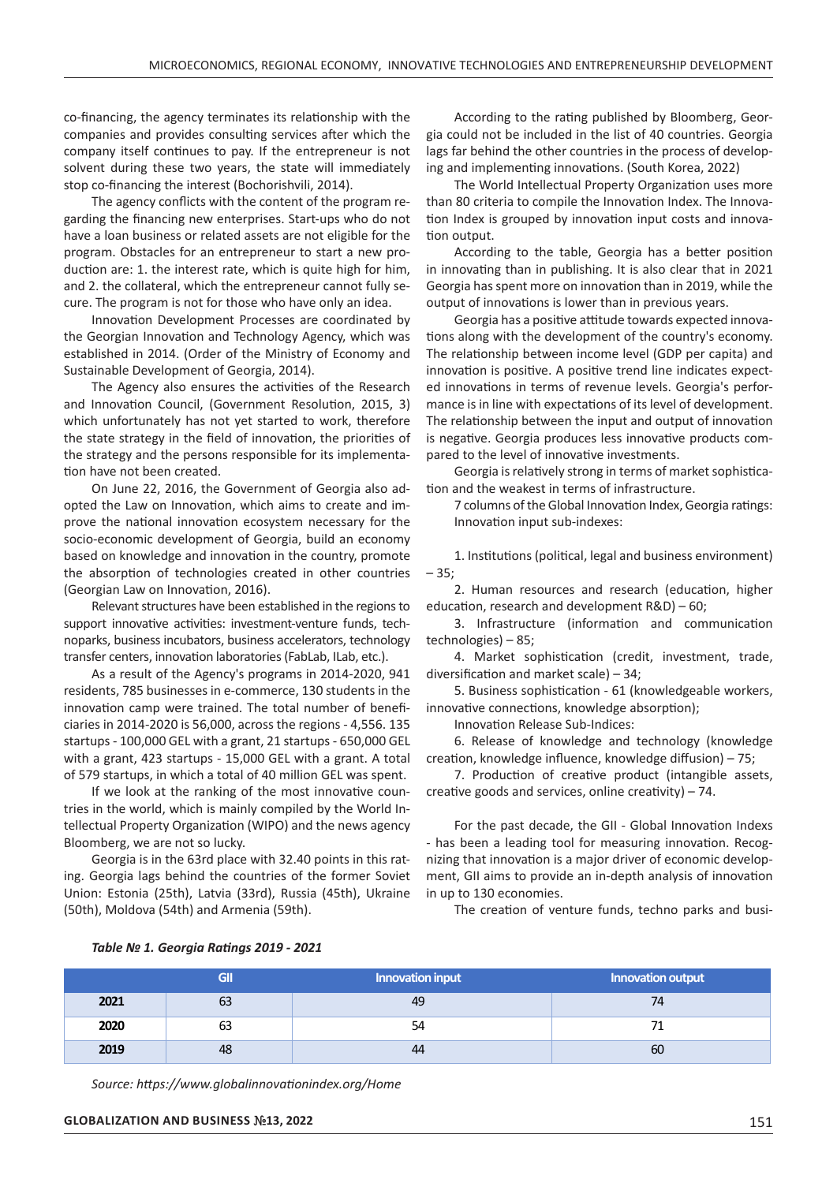co-financing, the agency terminates its relationship with the companies and provides consulting services after which the company itself continues to pay. If the entrepreneur is not solvent during these two years, the state will immediately stop co-financing the interest (Bochorishvili, 2014).

The agency conflicts with the content of the program regarding the financing new enterprises. Start-ups who do not have a loan business or related assets are not eligible for the program. Obstacles for an entrepreneur to start a new production are: 1. the interest rate, which is quite high for him, and 2. the collateral, which the entrepreneur cannot fully secure. The program is not for those who have only an idea.

Innovation Development Processes are coordinated by the Georgian Innovation and Technology Agency, which was established in 2014. (Order of the Ministry of Economy and Sustainable Development of Georgia, 2014).

The Agency also ensures the activities of the Research and Innovation Council, (Government Resolution, 2015, 3) which unfortunately has not yet started to work, therefore the state strategy in the field of innovation, the priorities of the strategy and the persons responsible for its implementation have not been created.

On June 22, 2016, the Government of Georgia also adopted the Law on Innovation, which aims to create and improve the national innovation ecosystem necessary for the socio-economic development of Georgia, build an economy based on knowledge and innovation in the country, promote the absorption of technologies created in other countries (Georgian Law on Innovation, 2016).

Relevant structures have been established in the regions to support innovative activities: investment-venture funds, technoparks, business incubators, business accelerators, technology transfer centers, innovation laboratories (FabLab, ILab, etc.).

As a result of the Agency's programs in 2014-2020, 941 residents, 785 businesses in e-commerce, 130 students in the innovation camp were trained. The total number of beneficiaries in 2014-2020 is 56,000, across the regions - 4,556. 135 startups - 100,000 GEL with a grant, 21 startups - 650,000 GEL with a grant, 423 startups - 15,000 GEL with a grant. A total of 579 startups, in which a total of 40 million GEL was spent.

If we look at the ranking of the most innovative countries in the world, which is mainly compiled by the World Intellectual Property Organization (WIPO) and the news agency Bloomberg, we are not so lucky.

Georgia is in the 63rd place with 32.40 points in this rating. Georgia lags behind the countries of the former Soviet Union: Estonia (25th), Latvia (33rd), Russia (45th), Ukraine (50th), Moldova (54th) and Armenia (59th).

According to the rating published by Bloomberg, Georgia could not be included in the list of 40 countries. Georgia lags far behind the other countries in the process of developing and implementing innovations. (South Korea, 2022)

The World Intellectual Property Organization uses more than 80 criteria to compile the Innovation Index. The Innovation Index is grouped by innovation input costs and innovation output.

According to the table, Georgia has a better position in innovating than in publishing. It is also clear that in 2021 Georgia has spent more on innovation than in 2019, while the output of innovations is lower than in previous years.

Georgia has a positive attitude towards expected innovations along with the development of the country's economy. The relationship between income level (GDP per capita) and innovation is positive. A positive trend line indicates expected innovations in terms of revenue levels. Georgia's performance is in line with expectations of its level of development. The relationship between the input and output of innovation is negative. Georgia produces less innovative products compared to the level of innovative investments.

Georgia is relatively strong in terms of market sophistication and the weakest in terms of infrastructure.

7 columns of the Global Innovation Index, Georgia ratings:

Innovation input sub-indexes:

1. Institutions (political, legal and business environment) – 35;
2. Human resources and research (education, higher education, research and development R&D) – 60;
3. Infrastructure (information and communication technologies) – 85;
4. Market sophistication (credit, investment, trade, diversification and market scale) – 34;
5. Business sophistication - 61 (knowledgeable workers, innovative connections, knowledge absorption);

Innovation Release Sub-Indices:

6. Release of knowledge and technology (knowledge creation, knowledge influence, knowledge diffusion) – 75;
7. Production of creative product (intangible assets, creative goods and services, online creativity) – 74.

For the past decade, the GII - Global Innovation Indexs - has been a leading tool for measuring innovation. Recognizing that innovation is a major driver of economic development, GII aims to provide an in-depth analysis of innovation in up to 130 economies.

The creation of venture funds, techno parks and busi-

*Table № 1. Georgia Ratings 2019 - 2021*

| | GII | Innovation input | Innovation output |
|---|---|---|---|
| **2021** | 63 | 49 | 74 |
| **2020** | 63 | 54 | 71 |
| **2019** | 48 | 44 | 60 |

*Source: https://www.globalinnovationindex.org/Home*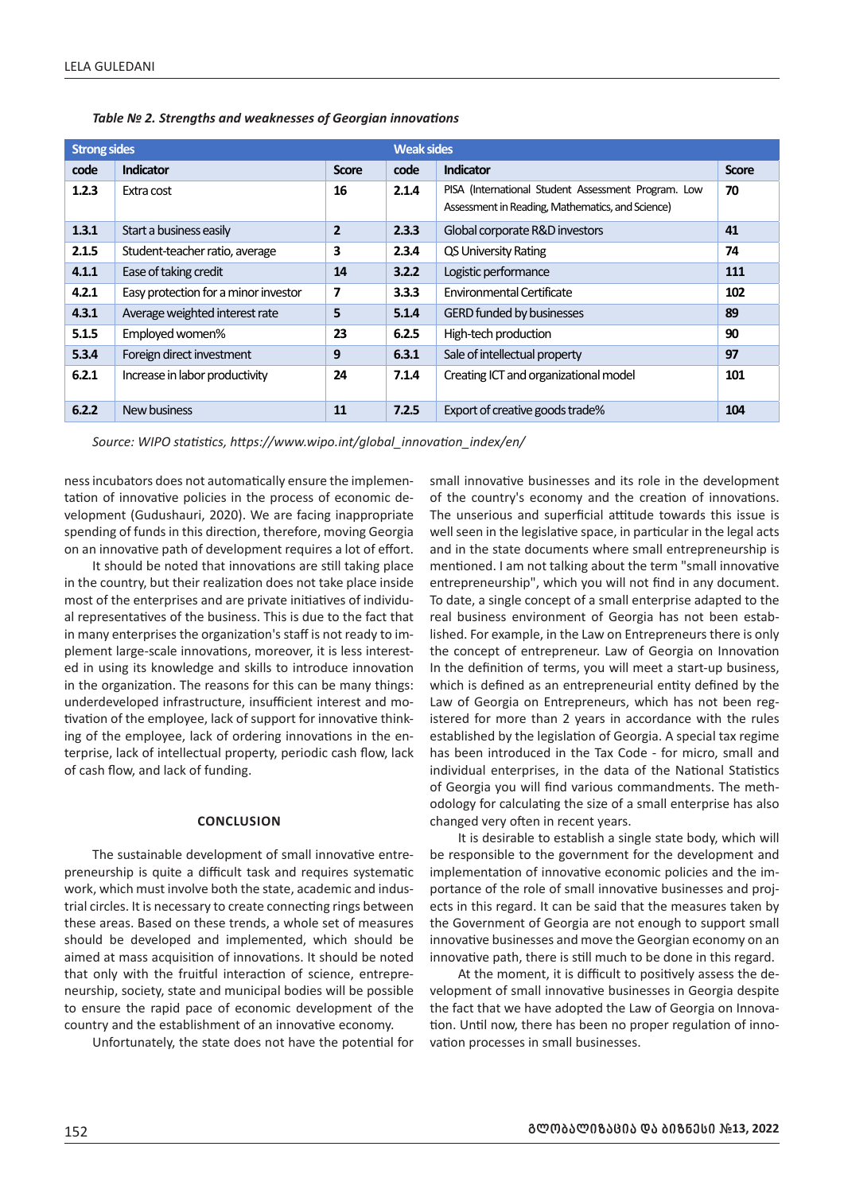*Table № 2. Strengths and weaknesses of Georgian innovations*

| Strong sides | | | Weak sides | | |
|---|---|---|---|---|---|
| code | Indicator | Score | code | Indicator | Score |
| 1.2.3 | Extra cost | 16 | 2.1.4 | PISA (International Student Assessment Program. Low Assessment in Reading, Mathematics, and Science) | 70 |
| 1.3.1 | Start a business easily | 2 | 2.3.3 | Global corporate R&D investors | 41 |
| 2.1.5 | Student-teacher ratio, average | 3 | 2.3.4 | QS University Rating | 74 |
| 4.1.1 | Ease of taking credit | 14 | 3.2.2 | Logistic performance | 111 |
| 4.2.1 | Easy protection for a minor investor | 7 | 3.3.3 | Environmental Certificate | 102 |
| 4.3.1 | Average weighted interest rate | 5 | 5.1.4 | GERD funded by businesses | 89 |
| 5.1.5 | Employed women% | 23 | 6.2.5 | High-tech production | 90 |
| 5.3.4 | Foreign direct investment | 9 | 6.3.1 | Sale of intellectual property | 97 |
| 6.2.1 | Increase in labor productivity | 24 | 7.1.4 | Creating ICT and organizational model | 101 |
| 6.2.2 | New business | 11 | 7.2.5 | Export of creative goods trade% | 104 |

*Source: WIPO statistics, https://www.wipo.int/global_innovation_index/en/*

ness incubators does not automatically ensure the implementation of innovative policies in the process of economic development (Gudushauri, 2020). We are facing inappropriate spending of funds in this direction, therefore, moving Georgia on an innovative path of development requires a lot of effort.

It should be noted that innovations are still taking place in the country, but their realization does not take place inside most of the enterprises and are private initiatives of individual representatives of the business. This is due to the fact that in many enterprises the organization's staff is not ready to implement large-scale innovations, moreover, it is less interested in using its knowledge and skills to introduce innovation in the organization. The reasons for this can be many things: underdeveloped infrastructure, insufficient interest and motivation of the employee, lack of support for innovative thinking of the employee, lack of ordering innovations in the enterprise, lack of intellectual property, periodic cash flow, lack of cash flow, and lack of funding.

## CONCLUSION

The sustainable development of small innovative entrepreneurship is quite a difficult task and requires systematic work, which must involve both the state, academic and industrial circles. It is necessary to create connecting rings between these areas. Based on these trends, a whole set of measures should be developed and implemented, which should be aimed at mass acquisition of innovations. It should be noted that only with the fruitful interaction of science, entrepreneurship, society, state and municipal bodies will be possible to ensure the rapid pace of economic development of the country and the establishment of an innovative economy.

Unfortunately, the state does not have the potential for small innovative businesses and its role in the development of the country's economy and the creation of innovations. The unserious and superficial attitude towards this issue is well seen in the legislative space, in particular in the legal acts and in the state documents where small entrepreneurship is mentioned. I am not talking about the term "small innovative entrepreneurship", which you will not find in any document. To date, a single concept of a small enterprise adapted to the real business environment of Georgia has not been established. For example, in the Law on Entrepreneurs there is only the concept of entrepreneur. Law of Georgia on Innovation In the definition of terms, you will meet a start-up business, which is defined as an entrepreneurial entity defined by the Law of Georgia on Entrepreneurs, which has not been registered for more than 2 years in accordance with the rules established by the legislation of Georgia. A special tax regime has been introduced in the Tax Code - for micro, small and individual enterprises, in the data of the National Statistics of Georgia you will find various commandments. The methodology for calculating the size of a small enterprise has also changed very often in recent years.

It is desirable to establish a single state body, which will be responsible to the government for the development and implementation of innovative economic policies and the importance of the role of small innovative businesses and projects in this regard. It can be said that the measures taken by the Government of Georgia are not enough to support small innovative businesses and move the Georgian economy on an innovative path, there is still much to be done in this regard.

At the moment, it is difficult to positively assess the development of small innovative businesses in Georgia despite the fact that we have adopted the Law of Georgia on Innovation. Until now, there has been no proper regulation of innovation processes in small businesses.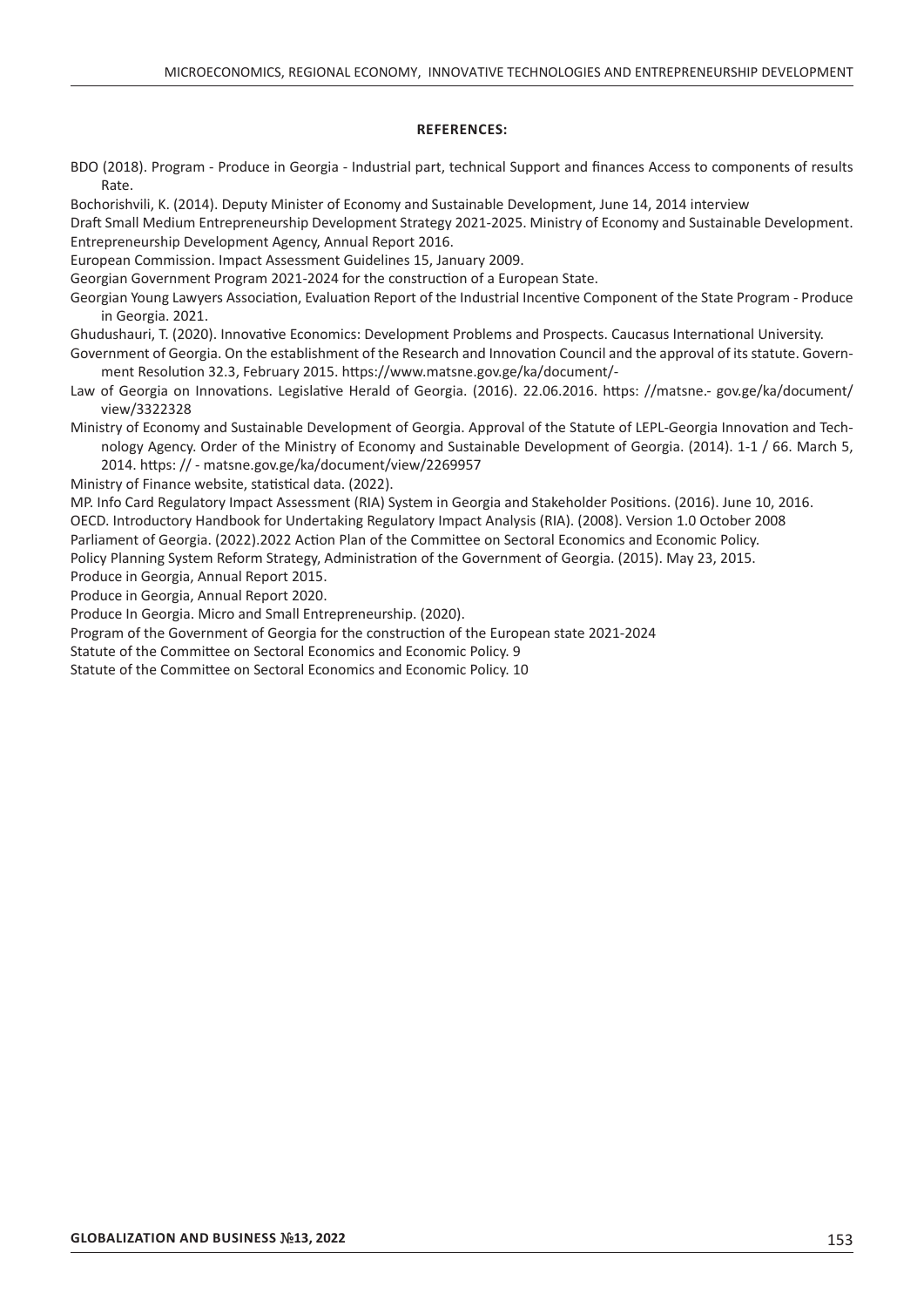**REFERENCES:**

BDO (2018). Program - Produce in Georgia - Industrial part, technical Support and finances Access to components of results Rate.

Bochorishvili, K. (2014). Deputy Minister of Economy and Sustainable Development, June 14, 2014 interview

Draft Small Medium Entrepreneurship Development Strategy 2021-2025. Ministry of Economy and Sustainable Development.

Entrepreneurship Development Agency, Annual Report 2016.

European Commission. Impact Assessment Guidelines 15, January 2009.

Georgian Government Program 2021-2024 for the construction of a European State.

Georgian Young Lawyers Association, Evaluation Report of the Industrial Incentive Component of the State Program - Produce in Georgia. 2021.

Ghudushauri, T. (2020). Innovative Economics: Development Problems and Prospects. Caucasus International University.

Government of Georgia. On the establishment of the Research and Innovation Council and the approval of its statute. Government Resolution 32.3, February 2015. https://www.matsne.gov.ge/ka/document/-

Law of Georgia on Innovations. Legislative Herald of Georgia. (2016). 22.06.2016. https: //matsne.- gov.ge/ka/document/view/3322328

Ministry of Economy and Sustainable Development of Georgia. Approval of the Statute of LEPL-Georgia Innovation and Technology Agency. Order of the Ministry of Economy and Sustainable Development of Georgia. (2014). 1-1 / 66. March 5, 2014. https: // - matsne.gov.ge/ka/document/view/2269957

Ministry of Finance website, statistical data. (2022).

MP. Info Card Regulatory Impact Assessment (RIA) System in Georgia and Stakeholder Positions. (2016). June 10, 2016.

OECD. Introductory Handbook for Undertaking Regulatory Impact Analysis (RIA). (2008). Version 1.0 October 2008

Parliament of Georgia. (2022).2022 Action Plan of the Committee on Sectoral Economics and Economic Policy.

Policy Planning System Reform Strategy, Administration of the Government of Georgia. (2015). May 23, 2015.

Produce in Georgia, Annual Report 2015.

Produce in Georgia, Annual Report 2020.

Produce In Georgia. Micro and Small Entrepreneurship. (2020).

Program of the Government of Georgia for the construction of the European state 2021-2024

Statute of the Committee on Sectoral Economics and Economic Policy. 9

Statute of the Committee on Sectoral Economics and Economic Policy. 10